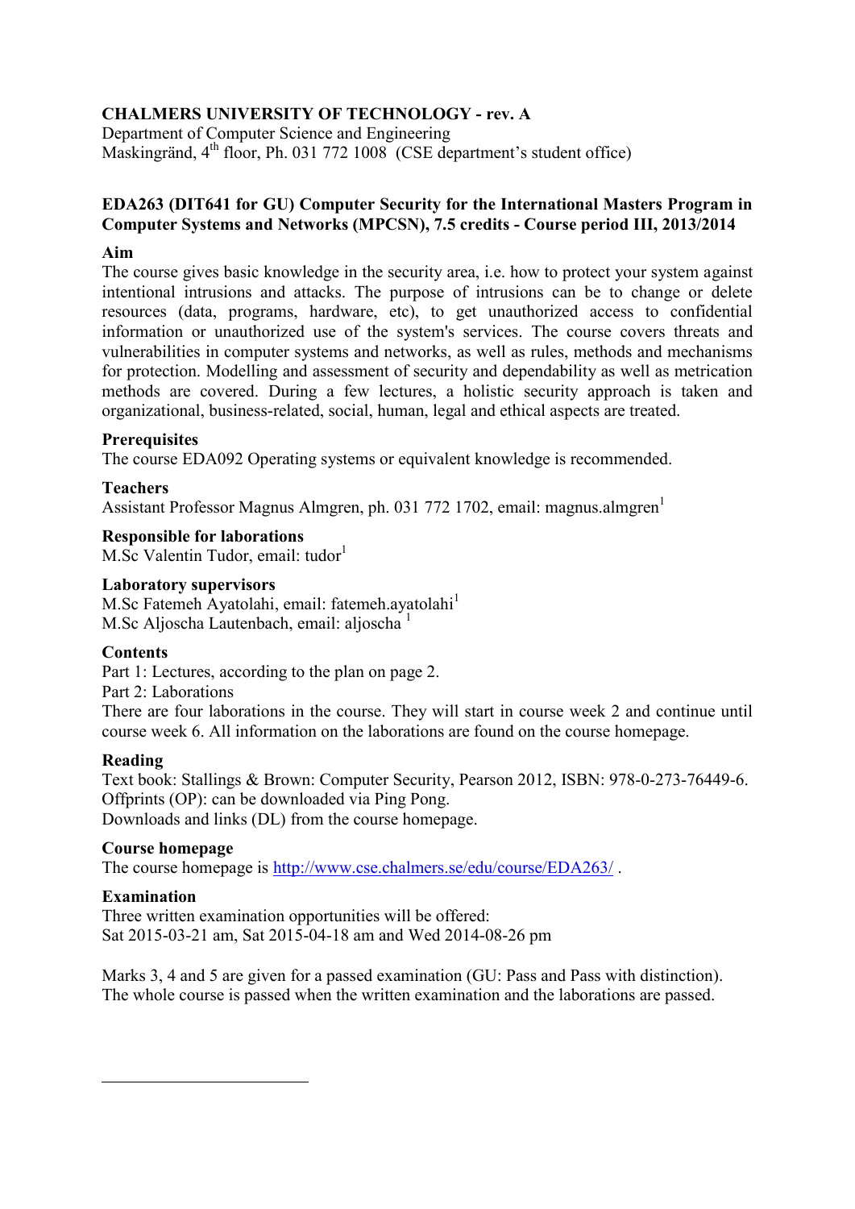**CHALMERS UNIVERSITY OF TECHNOLOGY - rev. A**
Department of Computer Science and Engineering
Maskingränd, 4th floor, Ph. 031 772 1008 (CSE department's student office)

## EDA263 (DIT641 for GU) Computer Security for the International Masters Program in Computer Systems and Networks (MPCSN), 7.5 credits - Course period III, 2013/2014

### Aim

The course gives basic knowledge in the security area, i.e. how to protect your system against intentional intrusions and attacks. The purpose of intrusions can be to change or delete resources (data, programs, hardware, etc), to get unauthorized access to confidential information or unauthorized use of the system's services. The course covers threats and vulnerabilities in computer systems and networks, as well as rules, methods and mechanisms for protection. Modelling and assessment of security and dependability as well as metrication methods are covered. During a few lectures, a holistic security approach is taken and organizational, business-related, social, human, legal and ethical aspects are treated.

### Prerequisites

The course EDA092 Operating systems or equivalent knowledge is recommended.

### Teachers

Assistant Professor Magnus Almgren, ph. 031 772 1702, email: magnus.almgren[1]

### Responsible for laborations

M.Sc Valentin Tudor, email: tudor[1]

### Laboratory supervisors

M.Sc Fatemeh Ayatolahi, email: fatemeh.ayatolahi[1]
M.Sc Aljoscha Lautenbach, email: aljoscha [1]

### Contents

Part 1: Lectures, according to the plan on page 2.
Part 2: Laborations
There are four laborations in the course. They will start in course week 2 and continue until course week 6. All information on the laborations are found on the course homepage.

### Reading

Text book: Stallings & Brown: Computer Security, Pearson 2012, ISBN: 978-0-273-76449-6.
Offprints (OP): can be downloaded via Ping Pong.
Downloads and links (DL) from the course homepage.

### Course homepage

The course homepage is http://www.cse.chalmers.se/edu/course/EDA263/ .

### Examination

Three written examination opportunities will be offered:
Sat 2015-03-21 am, Sat 2015-04-18 am and Wed 2014-08-26 pm

Marks 3, 4 and 5 are given for a passed examination (GU: Pass and Pass with distinction).
The whole course is passed when the written examination and the laborations are passed.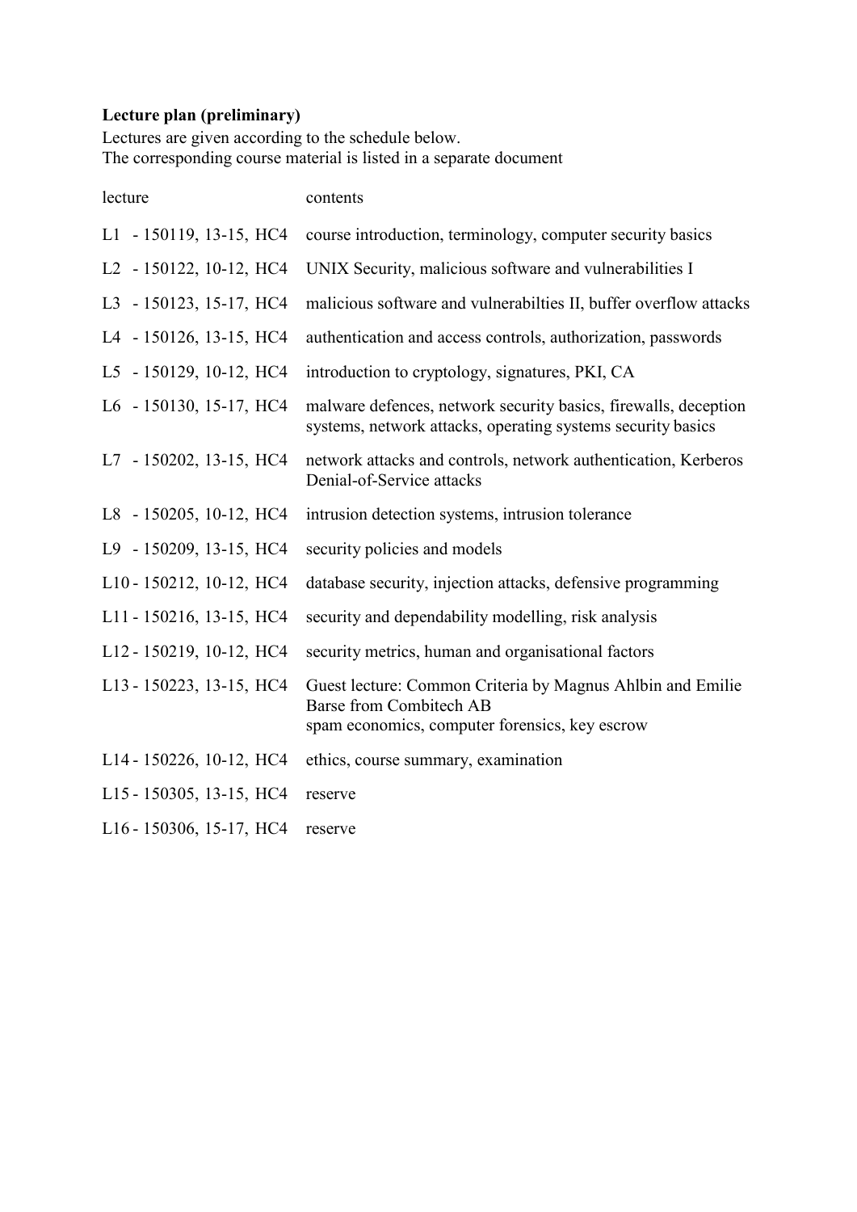**Lecture plan (preliminary)**

Lectures are given according to the schedule below.
The corresponding course material is listed in a separate document

| lecture | contents |
|---|---|
| L1 - 150119, 13-15, HC4 | course introduction, terminology, computer security basics |
| L2 - 150122, 10-12, HC4 | UNIX Security, malicious software and vulnerabilities I |
| L3 - 150123, 15-17, HC4 | malicious software and vulnerabilties II, buffer overflow attacks |
| L4 - 150126, 13-15, HC4 | authentication and access controls, authorization, passwords |
| L5 - 150129, 10-12, HC4 | introduction to cryptology, signatures, PKI, CA |
| L6 - 150130, 15-17, HC4 | malware defences, network security basics, firewalls, deception systems, network attacks, operating systems security basics |
| L7 - 150202, 13-15, HC4 | network attacks and controls, network authentication, Kerberos Denial-of-Service attacks |
| L8 - 150205, 10-12, HC4 | intrusion detection systems, intrusion tolerance |
| L9 - 150209, 13-15, HC4 | security policies and models |
| L10 - 150212, 10-12, HC4 | database security, injection attacks, defensive programming |
| L11 - 150216, 13-15, HC4 | security and dependability modelling, risk analysis |
| L12 - 150219, 10-12, HC4 | security metrics, human and organisational factors |
| L13 - 150223, 13-15, HC4 | Guest lecture: Common Criteria by Magnus Ahlbin and Emilie Barse from Combitech AB<br>spam economics, computer forensics, key escrow |
| L14 - 150226, 10-12, HC4 | ethics, course summary, examination |
| L15 - 150305, 13-15, HC4 | reserve |
| L16 - 150306, 15-17, HC4 | reserve |